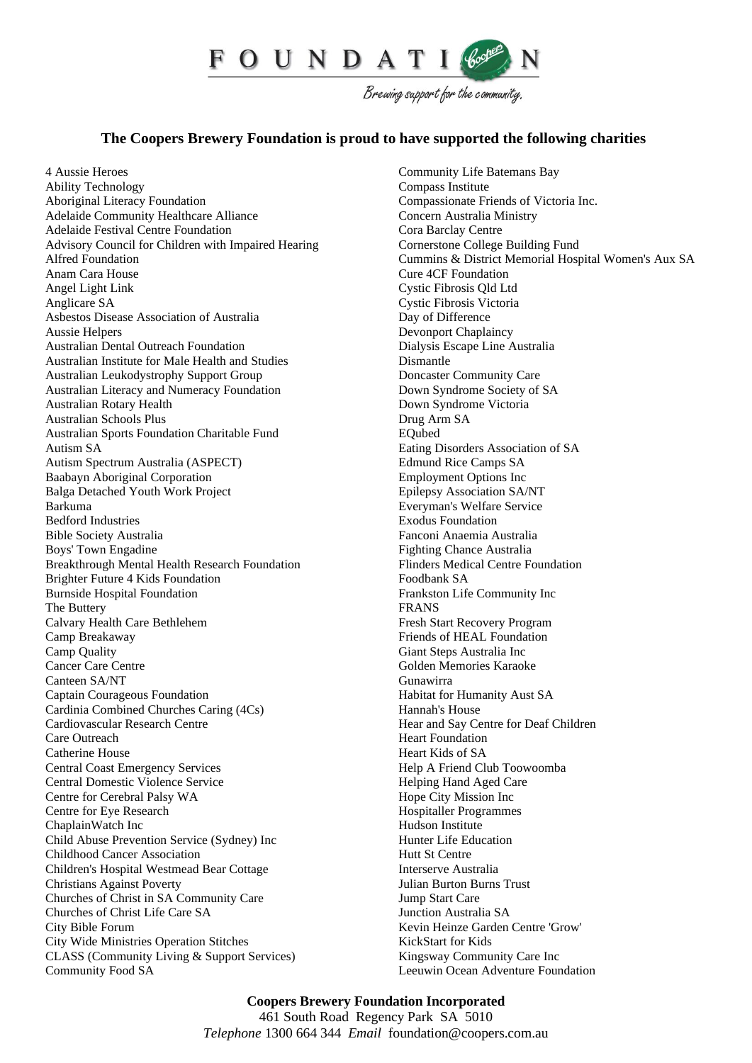# FOUNDATION

*Brewing support for the community.*

## The Coopers Brewery Foundation is proud to have supported the following charities

4 Aussie Heroes
Ability Technology
Aboriginal Literacy Foundation
Adelaide Community Healthcare Alliance
Adelaide Festival Centre Foundation
Advisory Council for Children with Impaired Hearing
Alfred Foundation
Anam Cara House
Angel Light Link
Anglicare SA
Asbestos Disease Association of Australia
Aussie Helpers
Australian Dental Outreach Foundation
Australian Institute for Male Health and Studies
Australian Leukodystrophy Support Group
Australian Literacy and Numeracy Foundation
Australian Rotary Health
Australian Schools Plus
Australian Sports Foundation Charitable Fund
Autism SA
Autism Spectrum Australia (ASPECT)
Baabayn Aboriginal Corporation
Balga Detached Youth Work Project
Barkuma
Bedford Industries
Bible Society Australia
Boys' Town Engadine
Breakthrough Mental Health Research Foundation
Brighter Future 4 Kids Foundation
Burnside Hospital Foundation
The Buttery
Calvary Health Care Bethlehem
Camp Breakaway
Camp Quality
Cancer Care Centre
Canteen SA/NT
Captain Courageous Foundation
Cardinia Combined Churches Caring (4Cs)
Cardiovascular Research Centre
Care Outreach
Catherine House
Central Coast Emergency Services
Central Domestic Violence Service
Centre for Cerebral Palsy WA
Centre for Eye Research
ChaplainWatch Inc
Child Abuse Prevention Service (Sydney) Inc
Childhood Cancer Association
Children's Hospital Westmead Bear Cottage
Christians Against Poverty
Churches of Christ in SA Community Care
Churches of Christ Life Care SA
City Bible Forum
City Wide Ministries Operation Stitches
CLASS (Community Living & Support Services)
Community Food SA
Community Life Batemans Bay
Compass Institute
Compassionate Friends of Victoria Inc.
Concern Australia Ministry
Cora Barclay Centre
Cornerstone College Building Fund
Cummins & District Memorial Hospital Women's Aux SA
Cure 4CF Foundation
Cystic Fibrosis Qld Ltd
Cystic Fibrosis Victoria
Day of Difference
Devonport Chaplaincy
Dialysis Escape Line Australia
Dismantle
Doncaster Community Care
Down Syndrome Society of SA
Down Syndrome Victoria
Drug Arm SA
EQubed
Eating Disorders Association of SA
Edmund Rice Camps SA
Employment Options Inc
Epilepsy Association SA/NT
Everyman's Welfare Service
Exodus Foundation
Fanconi Anaemia Australia
Fighting Chance Australia
Flinders Medical Centre Foundation
Foodbank SA
Frankston Life Community Inc
FRANS
Fresh Start Recovery Program
Friends of HEAL Foundation
Giant Steps Australia Inc
Golden Memories Karaoke
Gunawirra
Habitat for Humanity Aust SA
Hannah's House
Hear and Say Centre for Deaf Children
Heart Foundation
Heart Kids of SA
Help A Friend Club Toowoomba
Helping Hand Aged Care
Hope City Mission Inc
Hospitaller Programmes
Hudson Institute
Hunter Life Education
Hutt St Centre
Interserve Australia
Julian Burton Burns Trust
Jump Start Care
Junction Australia SA
Kevin Heinze Garden Centre 'Grow'
KickStart for Kids
Kingsway Community Care Inc
Leeuwin Ocean Adventure Foundation

**Coopers Brewery Foundation Incorporated**
461 South Road Regency Park SA 5010
*Telephone* 1300 664 344 *Email* foundation@coopers.com.au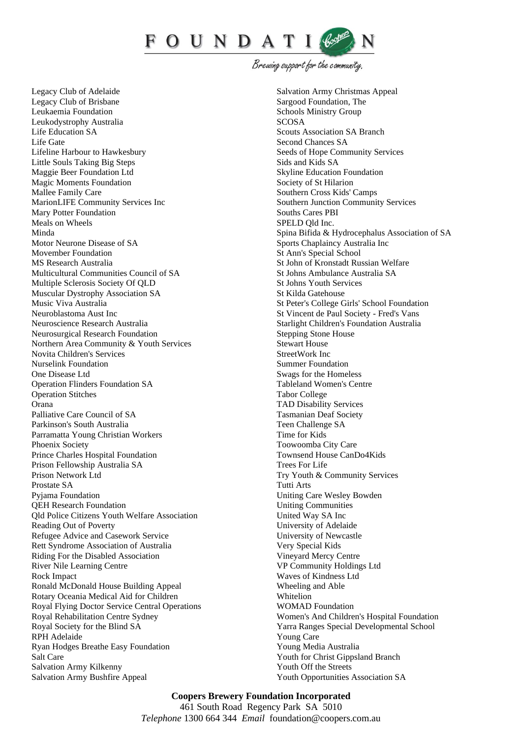Legacy Club of Adelaide
Legacy Club of Brisbane
Leukaemia Foundation
Leukodystrophy Australia
Life Education SA
Life Gate
Lifeline Harbour to Hawkesbury
Little Souls Taking Big Steps
Maggie Beer Foundation Ltd
Magic Moments Foundation
Mallee Family Care
MarionLIFE Community Services Inc
Mary Potter Foundation
Meals on Wheels
Minda
Motor Neurone Disease of SA
Movember Foundation
MS Research Australia
Multicultural Communities Council of SA
Multiple Sclerosis Society Of QLD
Muscular Dystrophy Association SA
Music Viva Australia
Neuroblastoma Aust Inc
Neuroscience Research Australia
Neurosurgical Research Foundation
Northern Area Community & Youth Services
Novita Children's Services
Nurselink Foundation
One Disease Ltd
Operation Flinders Foundation SA
Operation Stitches
Orana
Palliative Care Council of SA
Parkinson's South Australia
Parramatta Young Christian Workers
Phoenix Society
Prince Charles Hospital Foundation
Prison Fellowship Australia SA
Prison Network Ltd
Prostate SA
Pyjama Foundation
QEH Research Foundation
Qld Police Citizens Youth Welfare Association
Reading Out of Poverty
Refugee Advice and Casework Service
Rett Syndrome Association of Australia
Riding For the Disabled Association
River Nile Learning Centre
Rock Impact
Ronald McDonald House Building Appeal
Rotary Oceania Medical Aid for Children
Royal Flying Doctor Service Central Operations
Royal Rehabilitation Centre Sydney
Royal Society for the Blind SA
RPH Adelaide
Ryan Hodges Breathe Easy Foundation
Salt Care
Salvation Army Kilkenny
Salvation Army Bushfire Appeal
Salvation Army Christmas Appeal
Sargood Foundation, The
Schools Ministry Group
SCOSA
Scouts Association SA Branch
Second Chances SA
Seeds of Hope Community Services
Sids and Kids SA
Skyline Education Foundation
Society of St Hilarion
Southern Cross Kids' Camps
Southern Junction Community Services
Souths Cares PBI
SPELD Qld Inc.
Spina Bifida & Hydrocephalus Association of SA
Sports Chaplaincy Australia Inc
St Ann's Special School
St John of Kronstadt Russian Welfare
St Johns Ambulance Australia SA
St Johns Youth Services
St Kilda Gatehouse
St Peter's College Girls' School Foundation
St Vincent de Paul Society - Fred's Vans
Starlight Children's Foundation Australia
Stepping Stone House
Stewart House
StreetWork Inc
Summer Foundation
Swags for the Homeless
Tableland Women's Centre
Tabor College
TAD Disability Services
Tasmanian Deaf Society
Teen Challenge SA
Time for Kids
Toowoomba City Care
Townsend House CanDo4Kids
Trees For Life
Try Youth & Community Services
Tutti Arts
Uniting Care Wesley Bowden
Uniting Communities
United Way SA Inc
University of Adelaide
University of Newcastle
Very Special Kids
Vineyard Mercy Centre
VP Community Holdings Ltd
Waves of Kindness Ltd
Wheeling and Able
Whitelion
WOMAD Foundation
Women's And Children's Hospital Foundation
Yarra Ranges Special Developmental School
Young Care
Young Media Australia
Youth for Christ Gippsland Branch
Youth Off the Streets
Youth Opportunities Association SA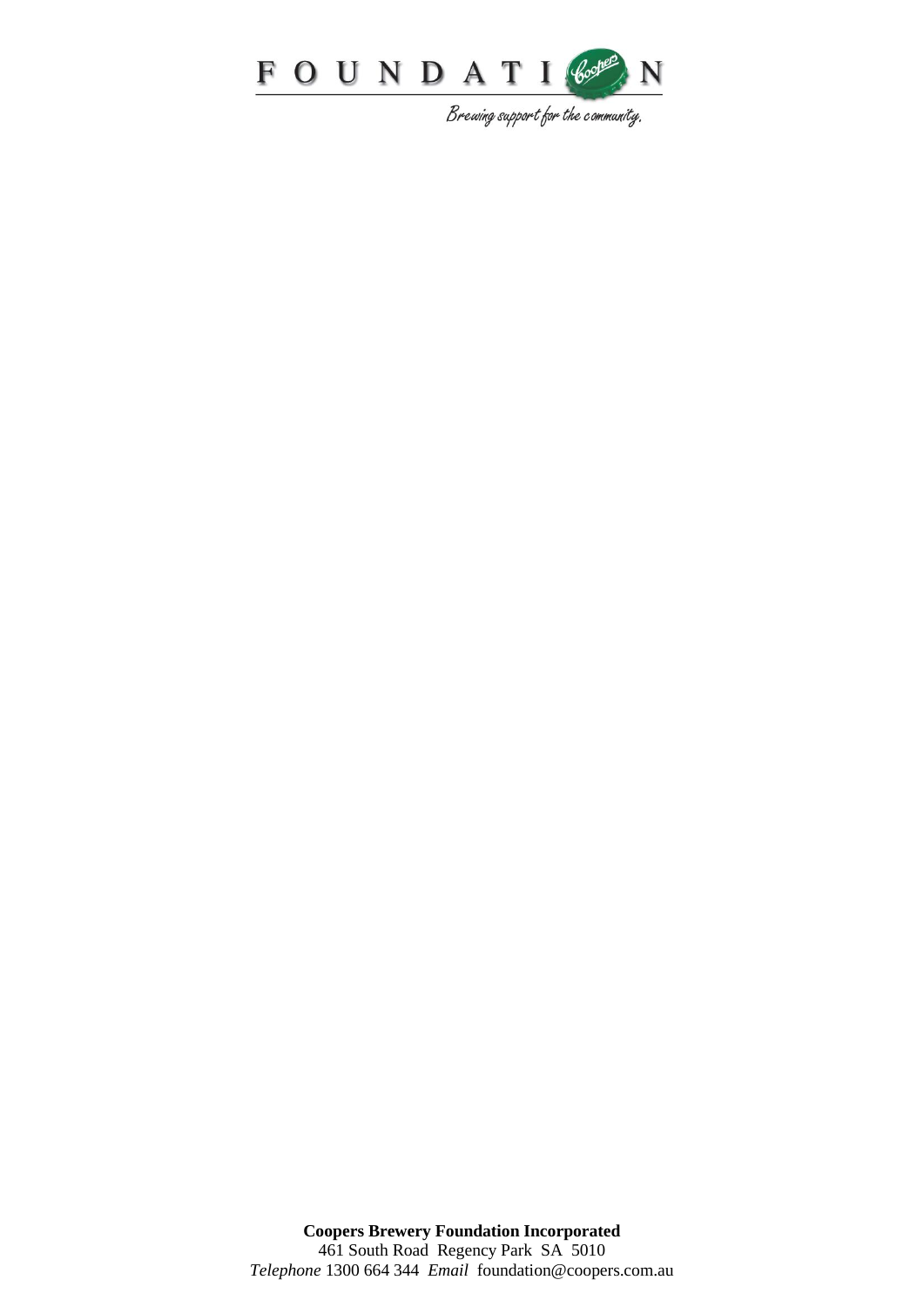FOUNDATION

Brewing support for the community.

**Coopers Brewery Foundation Incorporated**
461 South Road Regency Park SA 5010
*Telephone* 1300 664 344 *Email* foundation@coopers.com.au